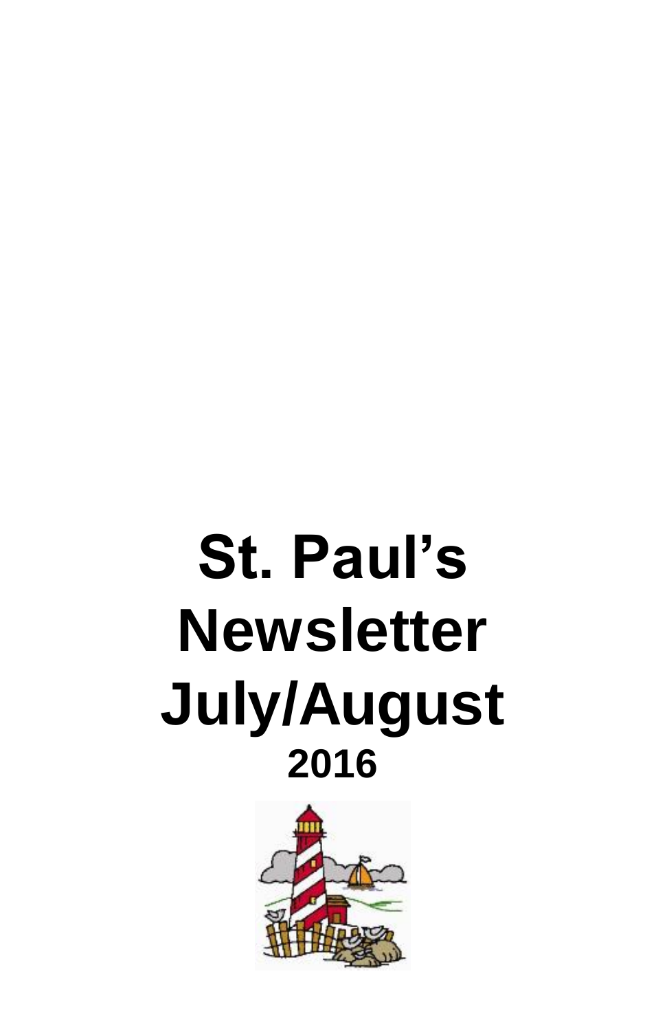# St. Paul's Newsletter July/August

## 2016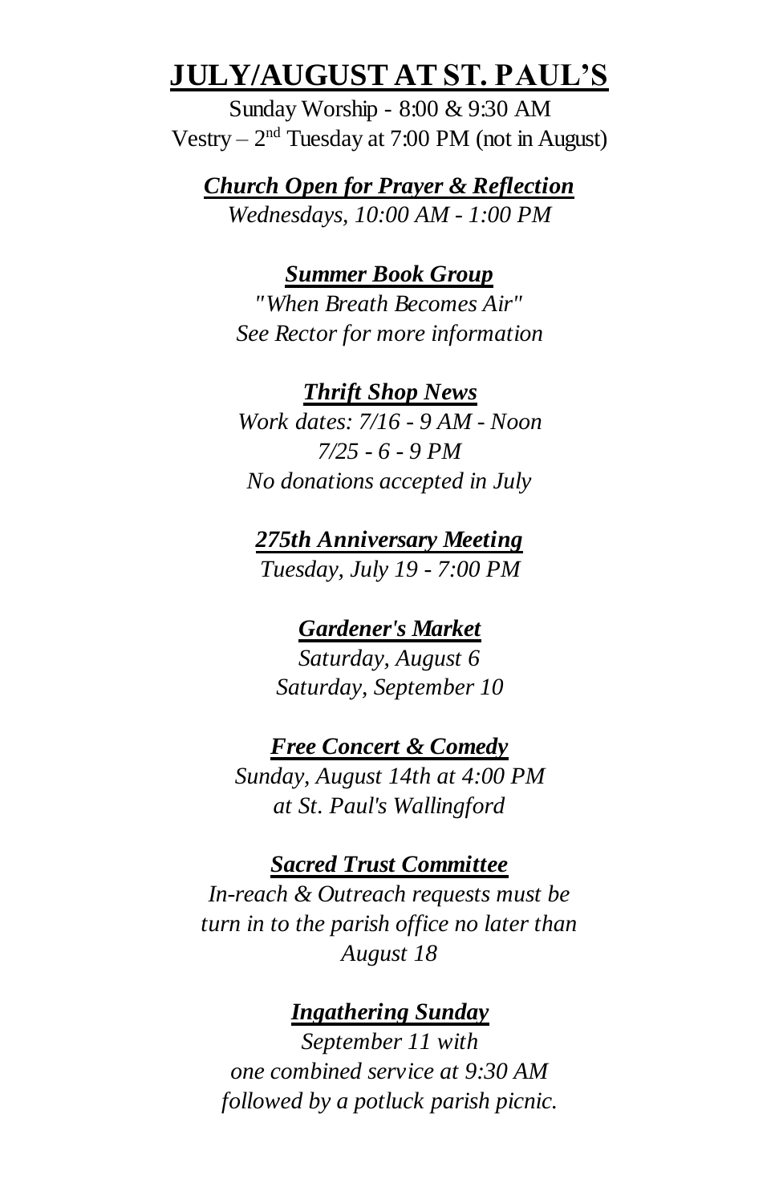# JULY/AUGUST AT ST. PAUL'S

Sunday Worship - 8:00 & 9:30 AM
Vestry – 2nd Tuesday at 7:00 PM (not in August)

***Church Open for Prayer & Reflection***
*Wednesdays, 10:00 AM - 1:00 PM*

***Summer Book Group***
*"When Breath Becomes Air"*
*See Rector for more information*

***Thrift Shop News***
*Work dates: 7/16 - 9 AM - Noon*
*7/25 - 6 - 9 PM*
*No donations accepted in July*

***275th Anniversary Meeting***
*Tuesday, July 19 - 7:00 PM*

***Gardener's Market***
*Saturday, August 6*
*Saturday, September 10*

***Free Concert & Comedy***
*Sunday, August 14th at 4:00 PM*
*at St. Paul's Wallingford*

***Sacred Trust Committee***
*In-reach & Outreach requests must be turn in to the parish office no later than August 18*

***Ingathering Sunday***
*September 11 with*
*one combined service at 9:30 AM*
*followed by a potluck parish picnic.*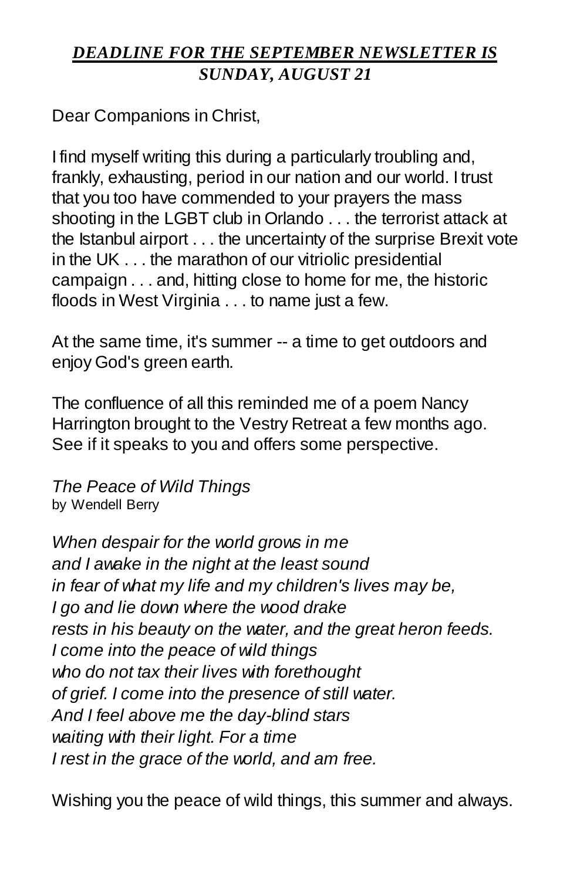***DEADLINE FOR THE SEPTEMBER NEWSLETTER IS SUNDAY, AUGUST 21***

Dear Companions in Christ,

I find myself writing this during a particularly troubling and, frankly, exhausting, period in our nation and our world. I trust that you too have commended to your prayers the mass shooting in the LGBT club in Orlando . . . the terrorist attack at the Istanbul airport . . . the uncertainty of the surprise Brexit vote in the UK . . . the marathon of our vitriolic presidential campaign . . . and, hitting close to home for me, the historic floods in West Virginia . . . to name just a few.

At the same time, it's summer -- a time to get outdoors and enjoy God's green earth.

The confluence of all this reminded me of a poem Nancy Harrington brought to the Vestry Retreat a few months ago. See if it speaks to you and offers some perspective.

*The Peace of Wild Things*
by Wendell Berry

*When despair for the world grows in me*
*and I awake in the night at the least sound*
*in fear of what my life and my children's lives may be,*
*I go and lie down where the wood drake*
*rests in his beauty on the water, and the great heron feeds.*
*I come into the peace of wild things*
*who do not tax their lives with forethought*
*of grief. I come into the presence of still water.*
*And I feel above me the day-blind stars*
*waiting with their light. For a time*
*I rest in the grace of the world, and am free.*

Wishing you the peace of wild things, this summer and always.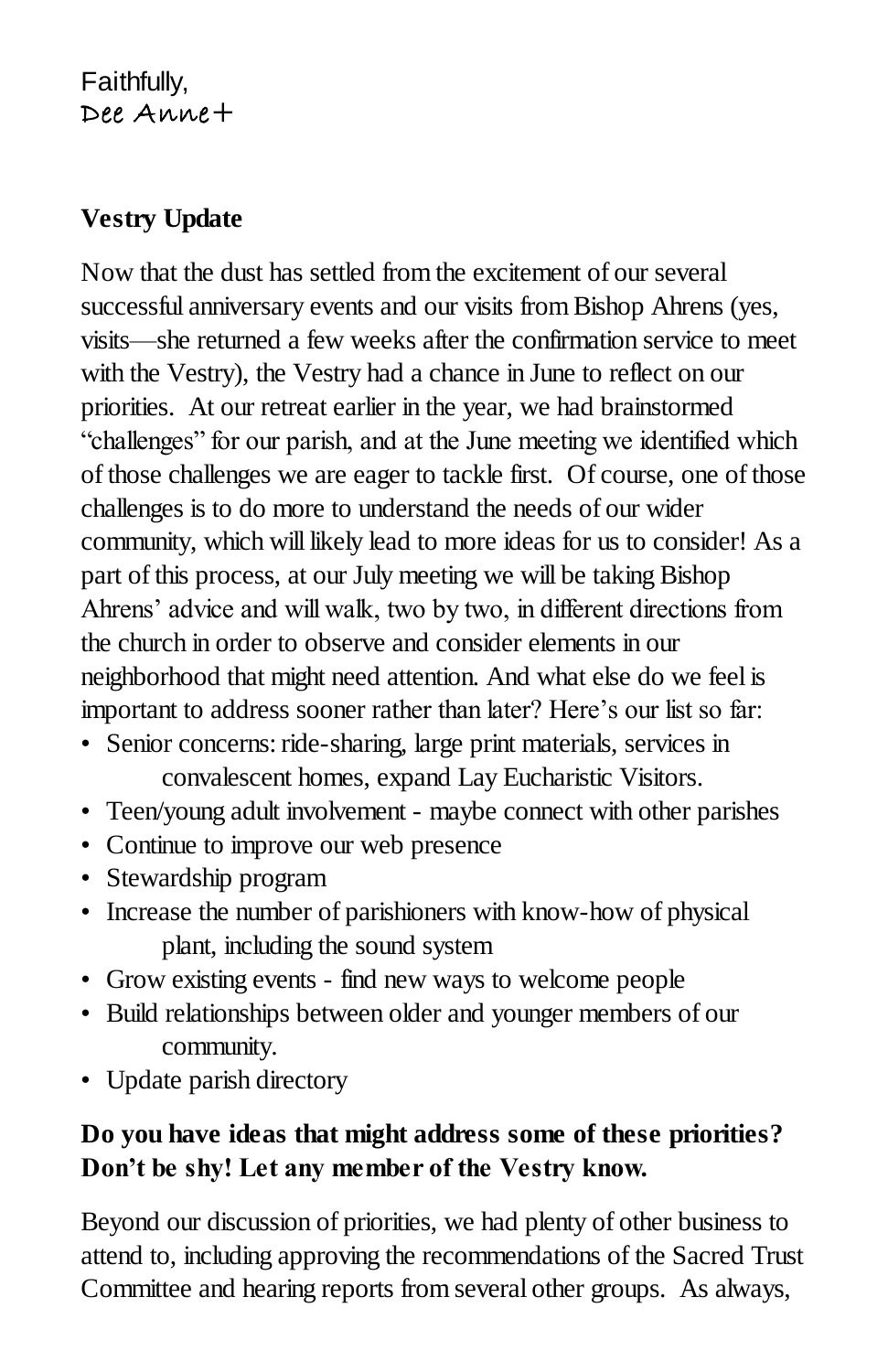Faithfully,
Dee Anne+

**Vestry Update**

Now that the dust has settled from the excitement of our several successful anniversary events and our visits from Bishop Ahrens (yes, visits—she returned a few weeks after the confirmation service to meet with the Vestry), the Vestry had a chance in June to reflect on our priorities. At our retreat earlier in the year, we had brainstormed "challenges" for our parish, and at the June meeting we identified which of those challenges we are eager to tackle first. Of course, one of those challenges is to do more to understand the needs of our wider community, which will likely lead to more ideas for us to consider! As a part of this process, at our July meeting we will be taking Bishop Ahrens' advice and will walk, two by two, in different directions from the church in order to observe and consider elements in our neighborhood that might need attention. And what else do we feel is important to address sooner rather than later? Here's our list so far:

- Senior concerns: ride-sharing, large print materials, services in convalescent homes, expand Lay Eucharistic Visitors.
- Teen/young adult involvement - maybe connect with other parishes
- Continue to improve our web presence
- Stewardship program
- Increase the number of parishioners with know-how of physical plant, including the sound system
- Grow existing events - find new ways to welcome people
- Build relationships between older and younger members of our community.
- Update parish directory

**Do you have ideas that might address some of these priorities? Don't be shy! Let any member of the Vestry know.**

Beyond our discussion of priorities, we had plenty of other business to attend to, including approving the recommendations of the Sacred Trust Committee and hearing reports from several other groups. As always,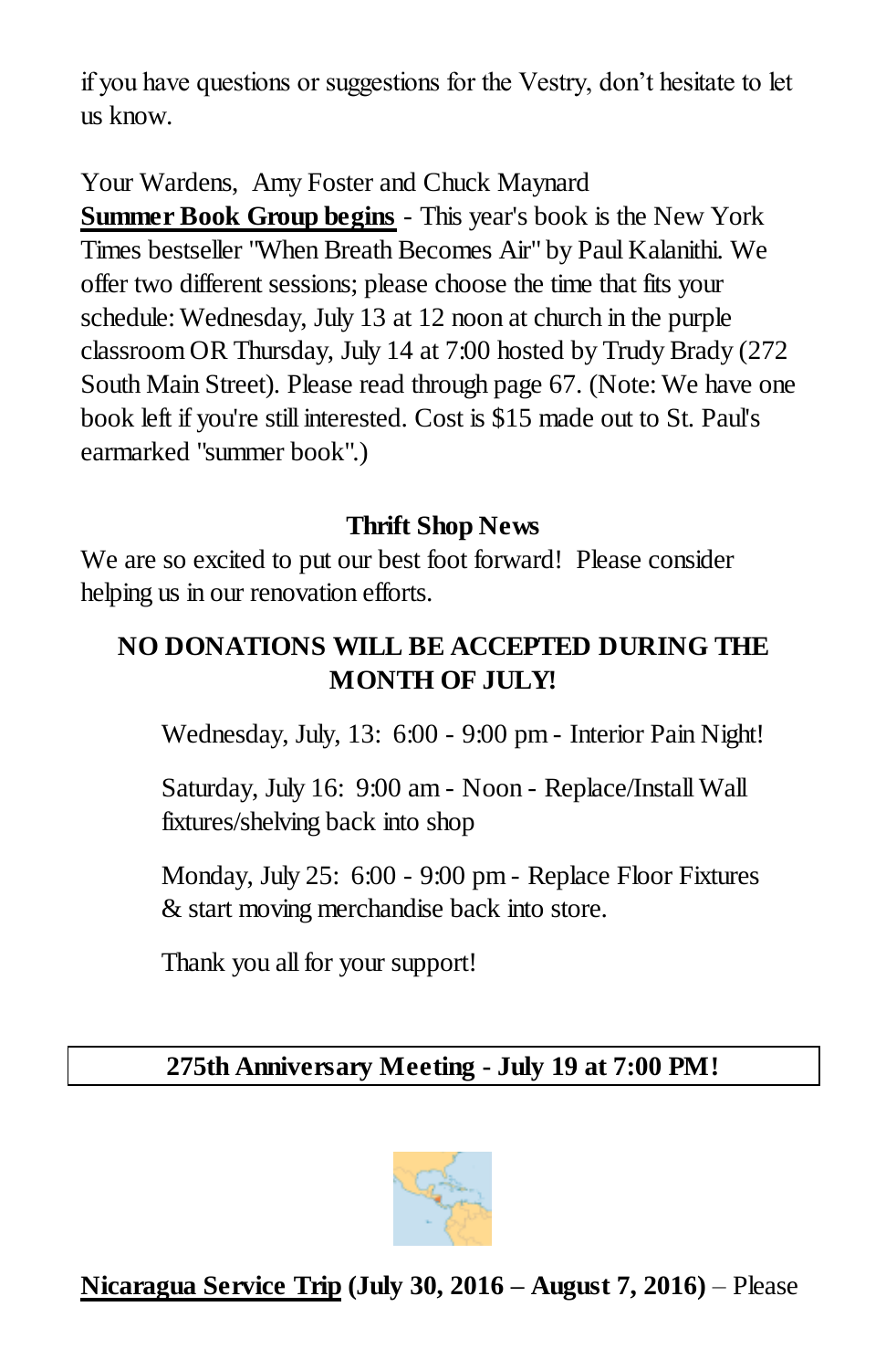if you have questions or suggestions for the Vestry, don't hesitate to let us know.

Your Wardens, Amy Foster and Chuck Maynard

**Summer Book Group begins** - This year's book is the New York Times bestseller "When Breath Becomes Air" by Paul Kalanithi. We offer two different sessions; please choose the time that fits your schedule: Wednesday, July 13 at 12 noon at church in the purple classroom OR Thursday, July 14 at 7:00 hosted by Trudy Brady (272 South Main Street). Please read through page 67. (Note: We have one book left if you're still interested. Cost is $15 made out to St. Paul's earmarked "summer book".)

### Thrift Shop News

We are so excited to put our best foot forward! Please consider helping us in our renovation efforts.

**NO DONATIONS WILL BE ACCEPTED DURING THE MONTH OF JULY!**

Wednesday, July, 13: 6:00 - 9:00 pm - Interior Pain Night!

Saturday, July 16: 9:00 am - Noon - Replace/Install Wall fixtures/shelving back into shop

Monday, July 25: 6:00 - 9:00 pm - Replace Floor Fixtures & start moving merchandise back into store.

Thank you all for your support!

**275th Anniversary Meeting - July 19 at 7:00 PM!**

**Nicaragua Service Trip (July 30, 2016 – August 7, 2016)** – Please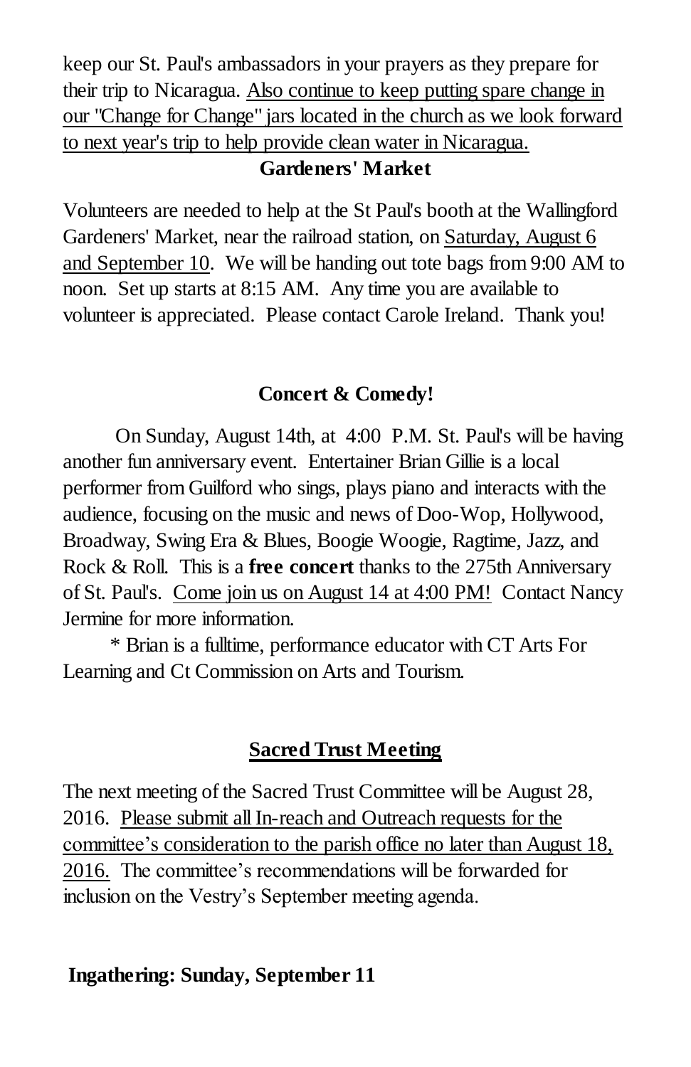keep our St. Paul's ambassadors in your prayers as they prepare for their trip to Nicaragua. Also continue to keep putting spare change in our "Change for Change" jars located in the church as we look forward to next year's trip to help provide clean water in Nicaragua.

**Gardeners' Market**

Volunteers are needed to help at the St Paul's booth at the Wallingford Gardeners' Market, near the railroad station, on Saturday, August 6 and September 10. We will be handing out tote bags from 9:00 AM to noon. Set up starts at 8:15 AM. Any time you are available to volunteer is appreciated. Please contact Carole Ireland. Thank you!

**Concert & Comedy!**

On Sunday, August 14th, at 4:00 P.M. St. Paul's will be having another fun anniversary event. Entertainer Brian Gillie is a local performer from Guilford who sings, plays piano and interacts with the audience, focusing on the music and news of Doo-Wop, Hollywood, Broadway, Swing Era & Blues, Boogie Woogie, Ragtime, Jazz, and Rock & Roll. This is a **free concert** thanks to the 275th Anniversary of St. Paul's. Come join us on August 14 at 4:00 PM! Contact Nancy Jermine for more information.

* Brian is a fulltime, performance educator with CT Arts For Learning and Ct Commission on Arts and Tourism.

**Sacred Trust Meeting**

The next meeting of the Sacred Trust Committee will be August 28, 2016. Please submit all In-reach and Outreach requests for the committee's consideration to the parish office no later than August 18, 2016. The committee's recommendations will be forwarded for inclusion on the Vestry's September meeting agenda.

**Ingathering: Sunday, September 11**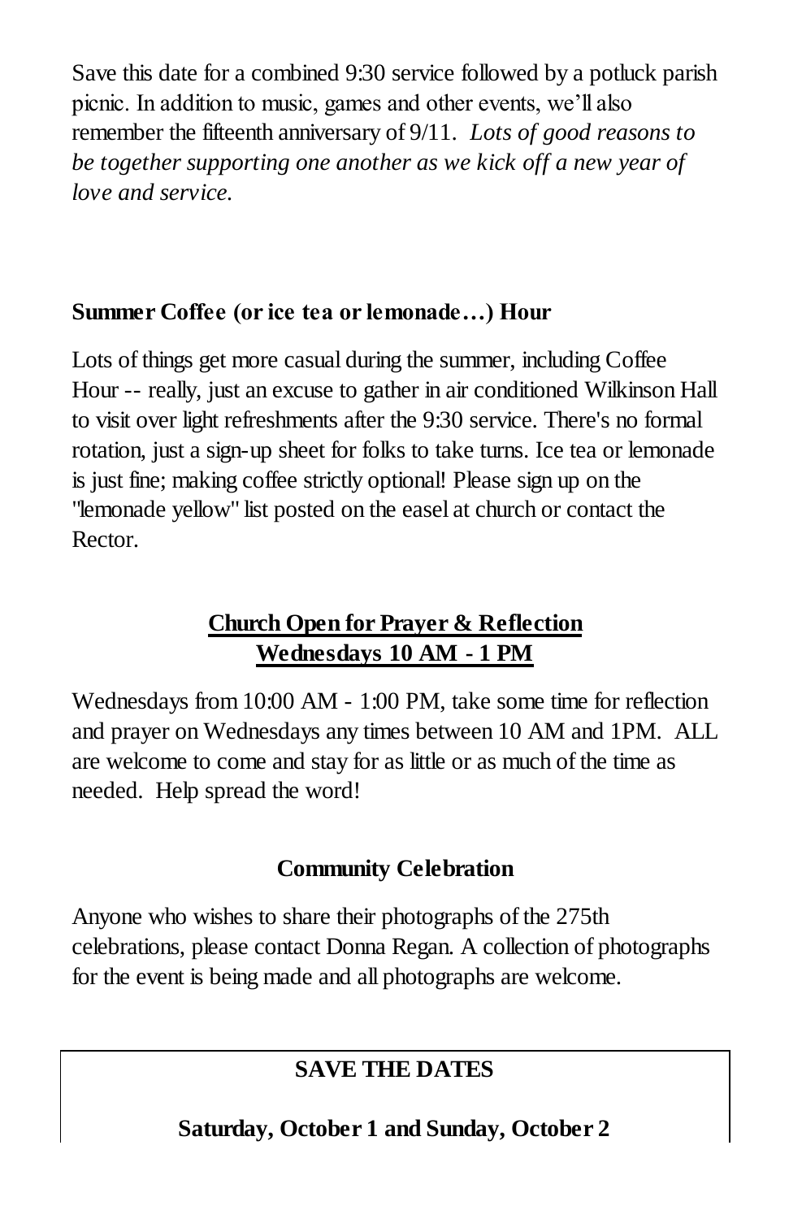Save this date for a combined 9:30 service followed by a potluck parish picnic. In addition to music, games and other events, we'll also remember the fifteenth anniversary of 9/11. *Lots of good reasons to be together supporting one another as we kick off a new year of love and service.*

**Summer Coffee (or ice tea or lemonade…) Hour**

Lots of things get more casual during the summer, including Coffee Hour -- really, just an excuse to gather in air conditioned Wilkinson Hall to visit over light refreshments after the 9:30 service. There's no formal rotation, just a sign-up sheet for folks to take turns. Ice tea or lemonade is just fine; making coffee strictly optional! Please sign up on the "lemonade yellow" list posted on the easel at church or contact the Rector.

**Church Open for Prayer & Reflection**
**Wednesdays 10 AM - 1 PM**

Wednesdays from 10:00 AM - 1:00 PM, take some time for reflection and prayer on Wednesdays any times between 10 AM and 1PM. ALL are welcome to come and stay for as little or as much of the time as needed. Help spread the word!

**Community Celebration**

Anyone who wishes to share their photographs of the 275th celebrations, please contact Donna Regan. A collection of photographs for the event is being made and all photographs are welcome.

**SAVE THE DATES**

**Saturday, October 1 and Sunday, October 2**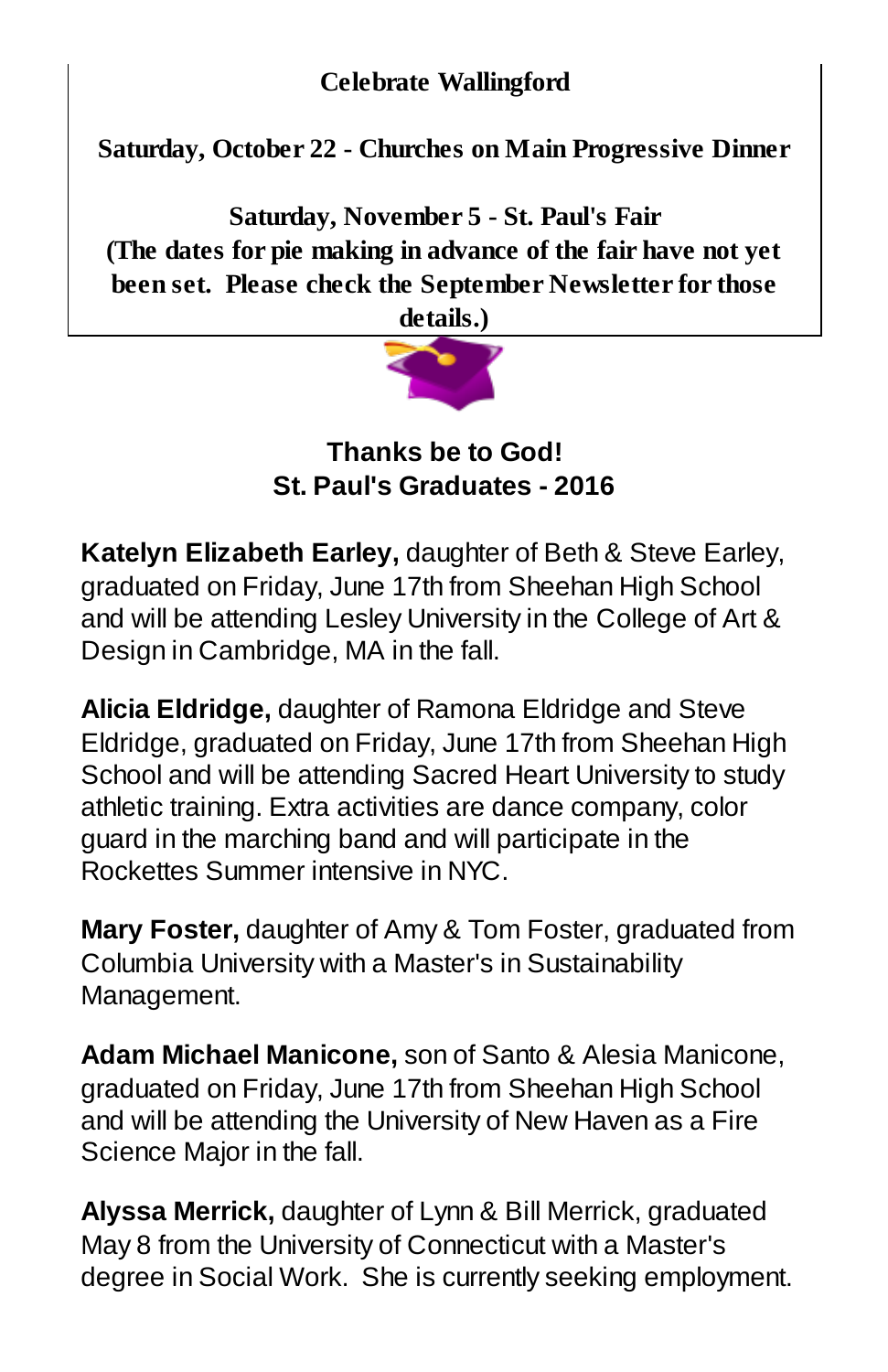**Celebrate Wallingford**

**Saturday, October 22 - Churches on Main Progressive Dinner**

**Saturday, November 5 - St. Paul's Fair**
**(The dates for pie making in advance of the fair have not yet been set. Please check the September Newsletter for those details.)**

## Thanks be to God!
## St. Paul's Graduates - 2016

**Katelyn Elizabeth Earley,** daughter of Beth & Steve Earley, graduated on Friday, June 17th from Sheehan High School and will be attending Lesley University in the College of Art & Design in Cambridge, MA in the fall.

**Alicia Eldridge,** daughter of Ramona Eldridge and Steve Eldridge, graduated on Friday, June 17th from Sheehan High School and will be attending Sacred Heart University to study athletic training. Extra activities are dance company, color guard in the marching band and will participate in the Rockettes Summer intensive in NYC.

**Mary Foster,** daughter of Amy & Tom Foster, graduated from Columbia University with a Master's in Sustainability Management.

**Adam Michael Manicone,** son of Santo & Alesia Manicone, graduated on Friday, June 17th from Sheehan High School and will be attending the University of New Haven as a Fire Science Major in the fall.

**Alyssa Merrick,** daughter of Lynn & Bill Merrick, graduated May 8 from the University of Connecticut with a Master's degree in Social Work. She is currently seeking employment.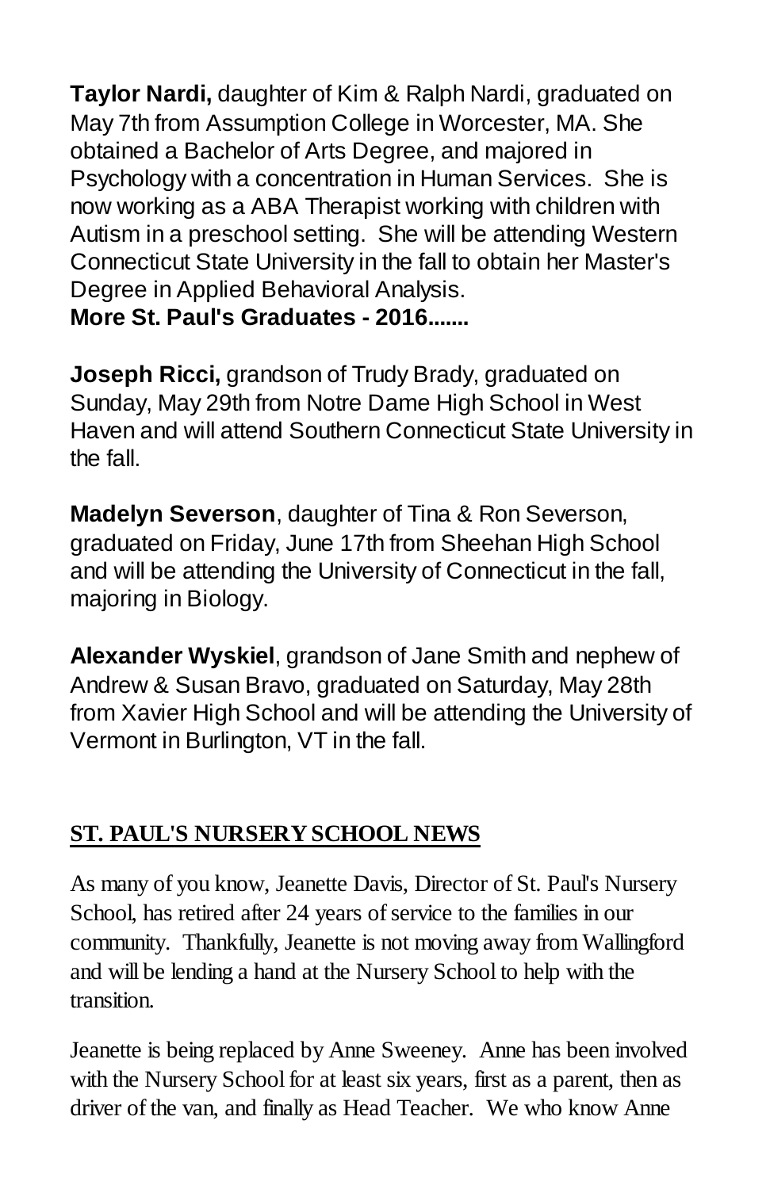**Taylor Nardi,** daughter of Kim & Ralph Nardi, graduated on May 7th from Assumption College in Worcester, MA. She obtained a Bachelor of Arts Degree, and majored in Psychology with a concentration in Human Services. She is now working as a ABA Therapist working with children with Autism in a preschool setting. She will be attending Western Connecticut State University in the fall to obtain her Master's Degree in Applied Behavioral Analysis.

**More St. Paul's Graduates - 2016.......**

**Joseph Ricci,** grandson of Trudy Brady, graduated on Sunday, May 29th from Notre Dame High School in West Haven and will attend Southern Connecticut State University in the fall.

**Madelyn Severson**, daughter of Tina & Ron Severson, graduated on Friday, June 17th from Sheehan High School and will be attending the University of Connecticut in the fall, majoring in Biology.

**Alexander Wyskiel**, grandson of Jane Smith and nephew of Andrew & Susan Bravo, graduated on Saturday, May 28th from Xavier High School and will be attending the University of Vermont in Burlington, VT in the fall.

## ST. PAUL'S NURSERY SCHOOL NEWS

As many of you know, Jeanette Davis, Director of St. Paul's Nursery School, has retired after 24 years of service to the families in our community. Thankfully, Jeanette is not moving away from Wallingford and will be lending a hand at the Nursery School to help with the transition.

Jeanette is being replaced by Anne Sweeney. Anne has been involved with the Nursery School for at least six years, first as a parent, then as driver of the van, and finally as Head Teacher. We who know Anne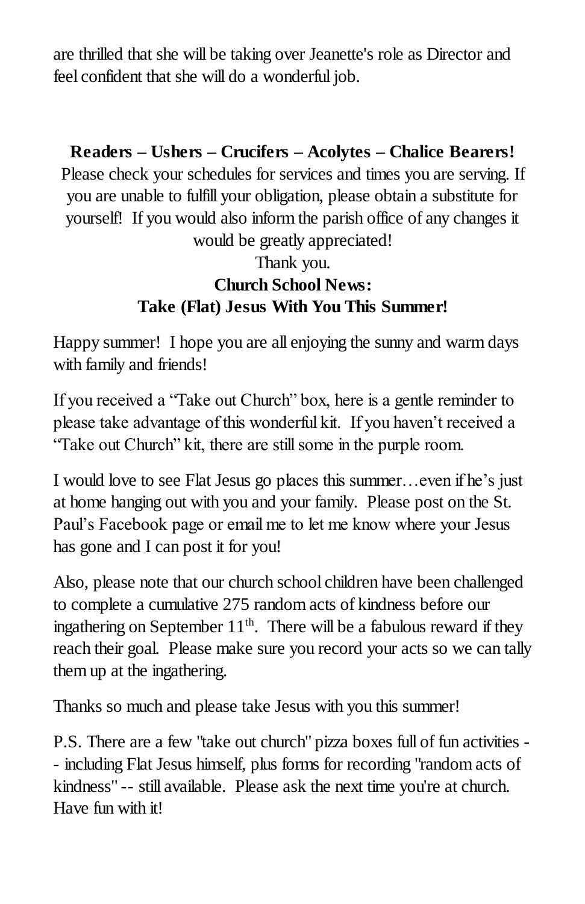are thrilled that she will be taking over Jeanette's role as Director and feel confident that she will do a wonderful job.

**Readers – Ushers – Crucifers – Acolytes – Chalice Bearers!**

Please check your schedules for services and times you are serving. If you are unable to fulfill your obligation, please obtain a substitute for yourself! If you would also inform the parish office of any changes it would be greatly appreciated!

Thank you.

**Church School News:**
**Take (Flat) Jesus With You This Summer!**

Happy summer! I hope you are all enjoying the sunny and warm days with family and friends!

If you received a "Take out Church" box, here is a gentle reminder to please take advantage of this wonderful kit. If you haven't received a "Take out Church" kit, there are still some in the purple room.

I would love to see Flat Jesus go places this summer…even if he's just at home hanging out with you and your family. Please post on the St. Paul's Facebook page or email me to let me know where your Jesus has gone and I can post it for you!

Also, please note that our church school children have been challenged to complete a cumulative 275 random acts of kindness before our ingathering on September 11th. There will be a fabulous reward if they reach their goal. Please make sure you record your acts so we can tally them up at the ingathering.

Thanks so much and please take Jesus with you this summer!

P.S. There are a few "take out church" pizza boxes full of fun activities -- including Flat Jesus himself, plus forms for recording "random acts of kindness" -- still available. Please ask the next time you're at church. Have fun with it!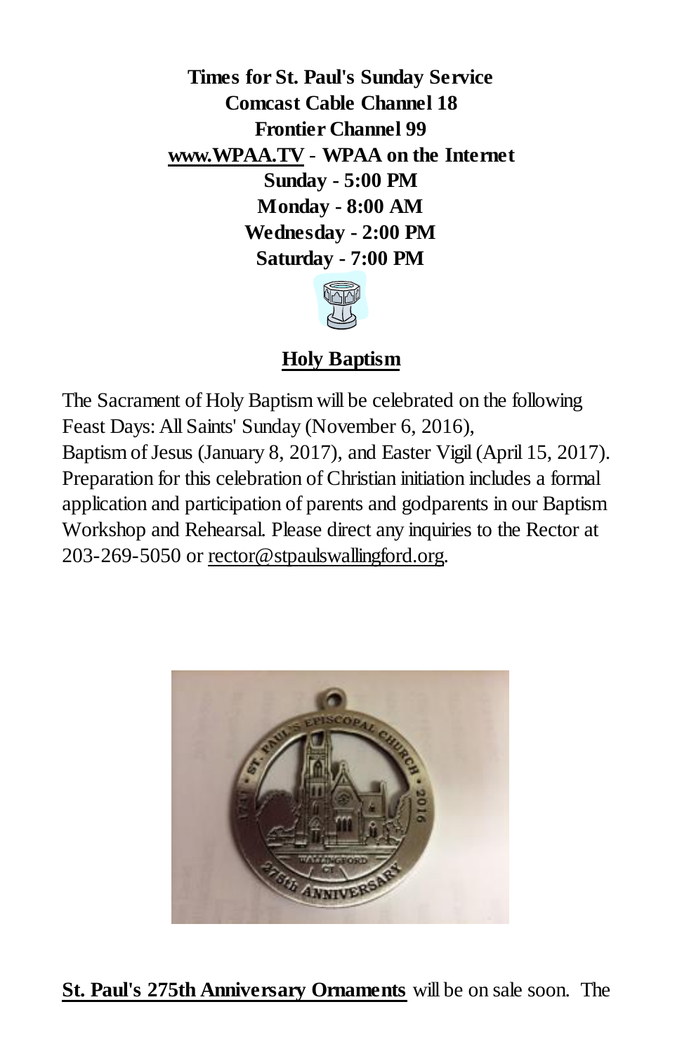**Times for St. Paul's Sunday Service**
**Comcast Cable Channel 18**
**Frontier Channel 99**
**www.WPAA.TV - WPAA on the Internet**
**Sunday - 5:00 PM**
**Monday - 8:00 AM**
**Wednesday - 2:00 PM**
**Saturday - 7:00 PM**

## Holy Baptism

The Sacrament of Holy Baptism will be celebrated on the following Feast Days: All Saints' Sunday (November 6, 2016), Baptism of Jesus (January 8, 2017), and Easter Vigil (April 15, 2017). Preparation for this celebration of Christian initiation includes a formal application and participation of parents and godparents in our Baptism Workshop and Rehearsal. Please direct any inquiries to the Rector at 203-269-5050 or rector@stpaulswallingford.org.

**St. Paul's 275th Anniversary Ornaments** will be on sale soon. The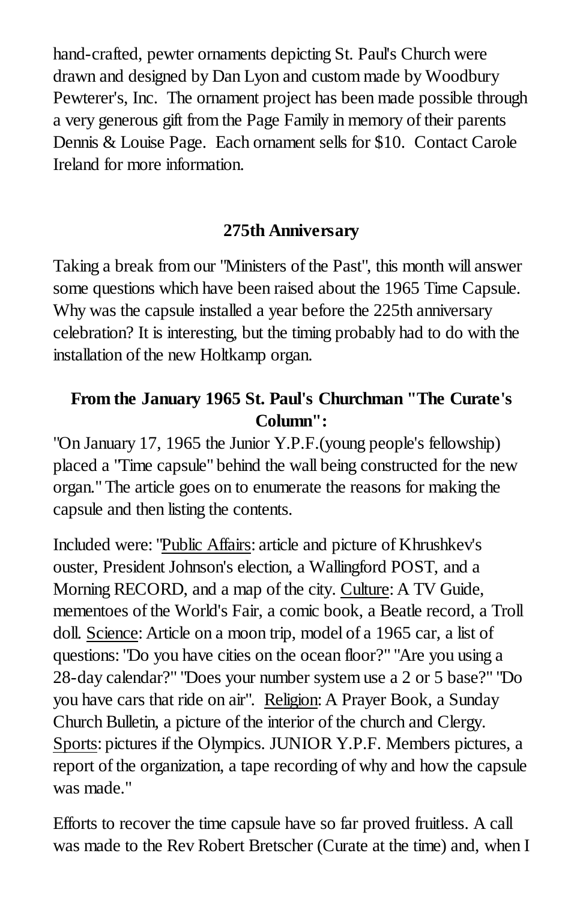hand-crafted, pewter ornaments depicting St. Paul's Church were drawn and designed by Dan Lyon and custom made by Woodbury Pewterer's, Inc. The ornament project has been made possible through a very generous gift from the Page Family in memory of their parents Dennis & Louise Page. Each ornament sells for $10. Contact Carole Ireland for more information.

## 275th Anniversary

Taking a break from our "Ministers of the Past", this month will answer some questions which have been raised about the 1965 Time Capsule. Why was the capsule installed a year before the 225th anniversary celebration? It is interesting, but the timing probably had to do with the installation of the new Holtkamp organ.

### From the January 1965 St. Paul's Churchman "The Curate's Column":

"On January 17, 1965 the Junior Y.P.F.(young people's fellowship) placed a "Time capsule" behind the wall being constructed for the new organ." The article goes on to enumerate the reasons for making the capsule and then listing the contents.

Included were: "Public Affairs: article and picture of Khrushkev's ouster, President Johnson's election, a Wallingford POST, and a Morning RECORD, and a map of the city. Culture: A TV Guide, mementoes of the World's Fair, a comic book, a Beatle record, a Troll doll. Science: Article on a moon trip, model of a 1965 car, a list of questions: "Do you have cities on the ocean floor?" "Are you using a 28-day calendar?" "Does your number system use a 2 or 5 base?" "Do you have cars that ride on air". Religion: A Prayer Book, a Sunday Church Bulletin, a picture of the interior of the church and Clergy. Sports: pictures if the Olympics. JUNIOR Y.P.F. Members pictures, a report of the organization, a tape recording of why and how the capsule was made."

Efforts to recover the time capsule have so far proved fruitless. A call was made to the Rev Robert Bretscher (Curate at the time) and, when I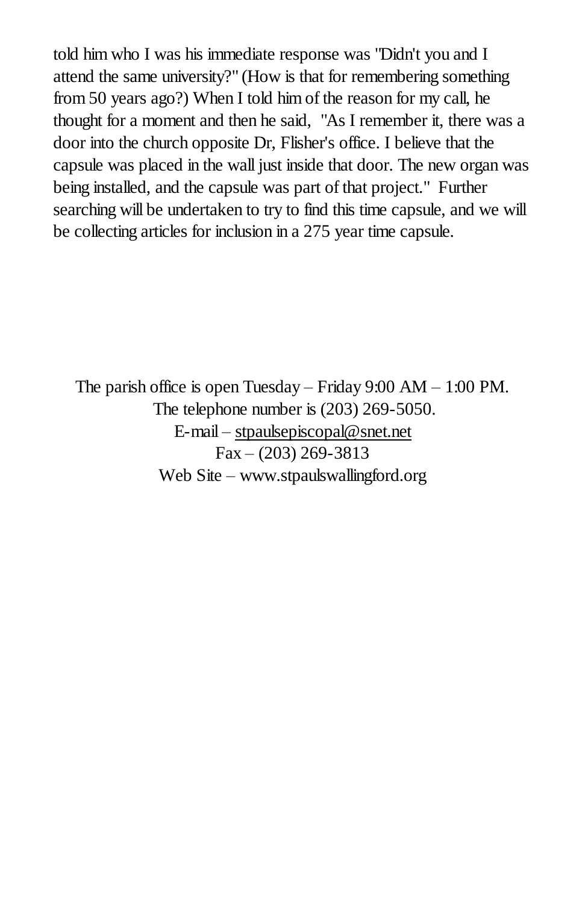told him who I was his immediate response was "Didn't you and I attend the same university?" (How is that for remembering something from 50 years ago?) When I told him of the reason for my call, he thought for a moment and then he said, "As I remember it, there was a door into the church opposite Dr, Flisher's office. I believe that the capsule was placed in the wall just inside that door. The new organ was being installed, and the capsule was part of that project." Further searching will be undertaken to try to find this time capsule, and we will be collecting articles for inclusion in a 275 year time capsule.

The parish office is open Tuesday – Friday 9:00 AM – 1:00 PM.
The telephone number is (203) 269-5050.
E-mail – stpaulsepiscopal@snet.net
Fax – (203) 269-3813
Web Site – www.stpaulswallingford.org